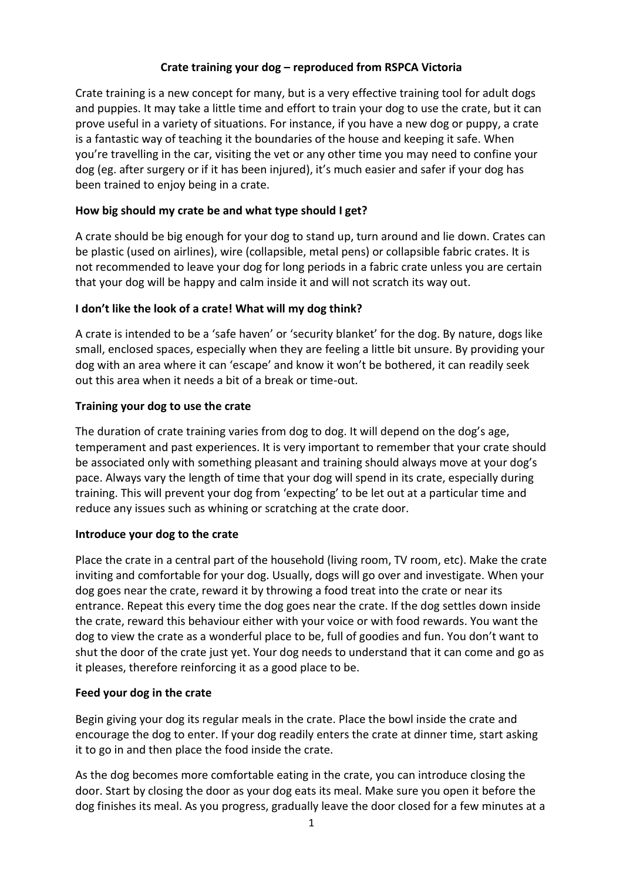# Crate training your dog – reproduced from RSPCA Victoria

Crate training is a new concept for many, but is a very effective training tool for adult dogs and puppies. It may take a little time and effort to train your dog to use the crate, but it can prove useful in a variety of situations. For instance, if you have a new dog or puppy, a crate is a fantastic way of teaching it the boundaries of the house and keeping it safe. When you're travelling in the car, visiting the vet or any other time you may need to confine your dog (eg. after surgery or if it has been injured), it's much easier and safer if your dog has been trained to enjoy being in a crate.

## How big should my crate be and what type should I get?

A crate should be big enough for your dog to stand up, turn around and lie down. Crates can be plastic (used on airlines), wire (collapsible, metal pens) or collapsible fabric crates. It is not recommended to leave your dog for long periods in a fabric crate unless you are certain that your dog will be happy and calm inside it and will not scratch its way out.

## I don't like the look of a crate! What will my dog think?

A crate is intended to be a 'safe haven' or 'security blanket' for the dog. By nature, dogs like small, enclosed spaces, especially when they are feeling a little bit unsure. By providing your dog with an area where it can 'escape' and know it won't be bothered, it can readily seek out this area when it needs a bit of a break or time-out.

## Training your dog to use the crate

The duration of crate training varies from dog to dog. It will depend on the dog's age, temperament and past experiences. It is very important to remember that your crate should be associated only with something pleasant and training should always move at your dog's pace. Always vary the length of time that your dog will spend in its crate, especially during training. This will prevent your dog from 'expecting' to be let out at a particular time and reduce any issues such as whining or scratching at the crate door.

## Introduce your dog to the crate

Place the crate in a central part of the household (living room, TV room, etc). Make the crate inviting and comfortable for your dog. Usually, dogs will go over and investigate. When your dog goes near the crate, reward it by throwing a food treat into the crate or near its entrance. Repeat this every time the dog goes near the crate. If the dog settles down inside the crate, reward this behaviour either with your voice or with food rewards. You want the dog to view the crate as a wonderful place to be, full of goodies and fun. You don't want to shut the door of the crate just yet. Your dog needs to understand that it can come and go as it pleases, therefore reinforcing it as a good place to be.

## Feed your dog in the crate

Begin giving your dog its regular meals in the crate. Place the bowl inside the crate and encourage the dog to enter. If your dog readily enters the crate at dinner time, start asking it to go in and then place the food inside the crate.

As the dog becomes more comfortable eating in the crate, you can introduce closing the door. Start by closing the door as your dog eats its meal. Make sure you open it before the dog finishes its meal. As you progress, gradually leave the door closed for a few minutes at a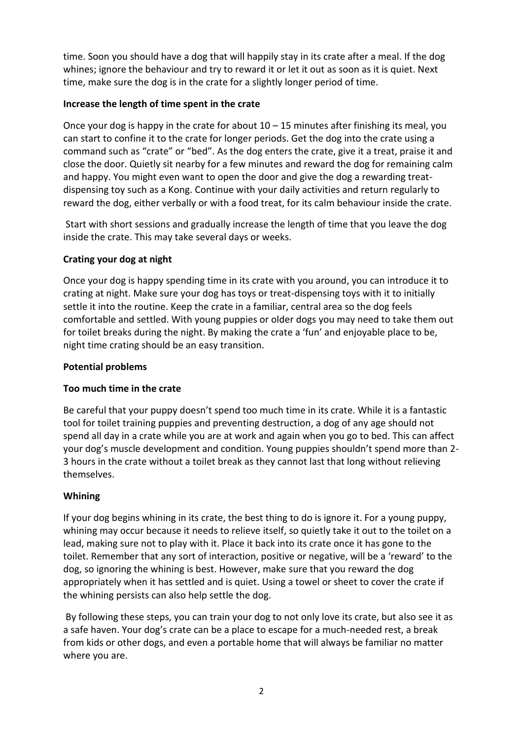time. Soon you should have a dog that will happily stay in its crate after a meal. If the dog whines; ignore the behaviour and try to reward it or let it out as soon as it is quiet. Next time, make sure the dog is in the crate for a slightly longer period of time.

**Increase the length of time spent in the crate**

Once your dog is happy in the crate for about 10 – 15 minutes after finishing its meal, you can start to confine it to the crate for longer periods. Get the dog into the crate using a command such as "crate" or "bed". As the dog enters the crate, give it a treat, praise it and close the door. Quietly sit nearby for a few minutes and reward the dog for remaining calm and happy. You might even want to open the door and give the dog a rewarding treat-dispensing toy such as a Kong. Continue with your daily activities and return regularly to reward the dog, either verbally or with a food treat, for its calm behaviour inside the crate.

Start with short sessions and gradually increase the length of time that you leave the dog inside the crate. This may take several days or weeks.

**Crating your dog at night**

Once your dog is happy spending time in its crate with you around, you can introduce it to crating at night. Make sure your dog has toys or treat-dispensing toys with it to initially settle it into the routine. Keep the crate in a familiar, central area so the dog feels comfortable and settled. With young puppies or older dogs you may need to take them out for toilet breaks during the night. By making the crate a 'fun' and enjoyable place to be, night time crating should be an easy transition.

**Potential problems**

**Too much time in the crate**

Be careful that your puppy doesn't spend too much time in its crate. While it is a fantastic tool for toilet training puppies and preventing destruction, a dog of any age should not spend all day in a crate while you are at work and again when you go to bed. This can affect your dog's muscle development and condition. Young puppies shouldn't spend more than 2-3 hours in the crate without a toilet break as they cannot last that long without relieving themselves.

**Whining**

If your dog begins whining in its crate, the best thing to do is ignore it. For a young puppy, whining may occur because it needs to relieve itself, so quietly take it out to the toilet on a lead, making sure not to play with it. Place it back into its crate once it has gone to the toilet. Remember that any sort of interaction, positive or negative, will be a 'reward' to the dog, so ignoring the whining is best. However, make sure that you reward the dog appropriately when it has settled and is quiet. Using a towel or sheet to cover the crate if the whining persists can also help settle the dog.

By following these steps, you can train your dog to not only love its crate, but also see it as a safe haven. Your dog's crate can be a place to escape for a much-needed rest, a break from kids or other dogs, and even a portable home that will always be familiar no matter where you are.